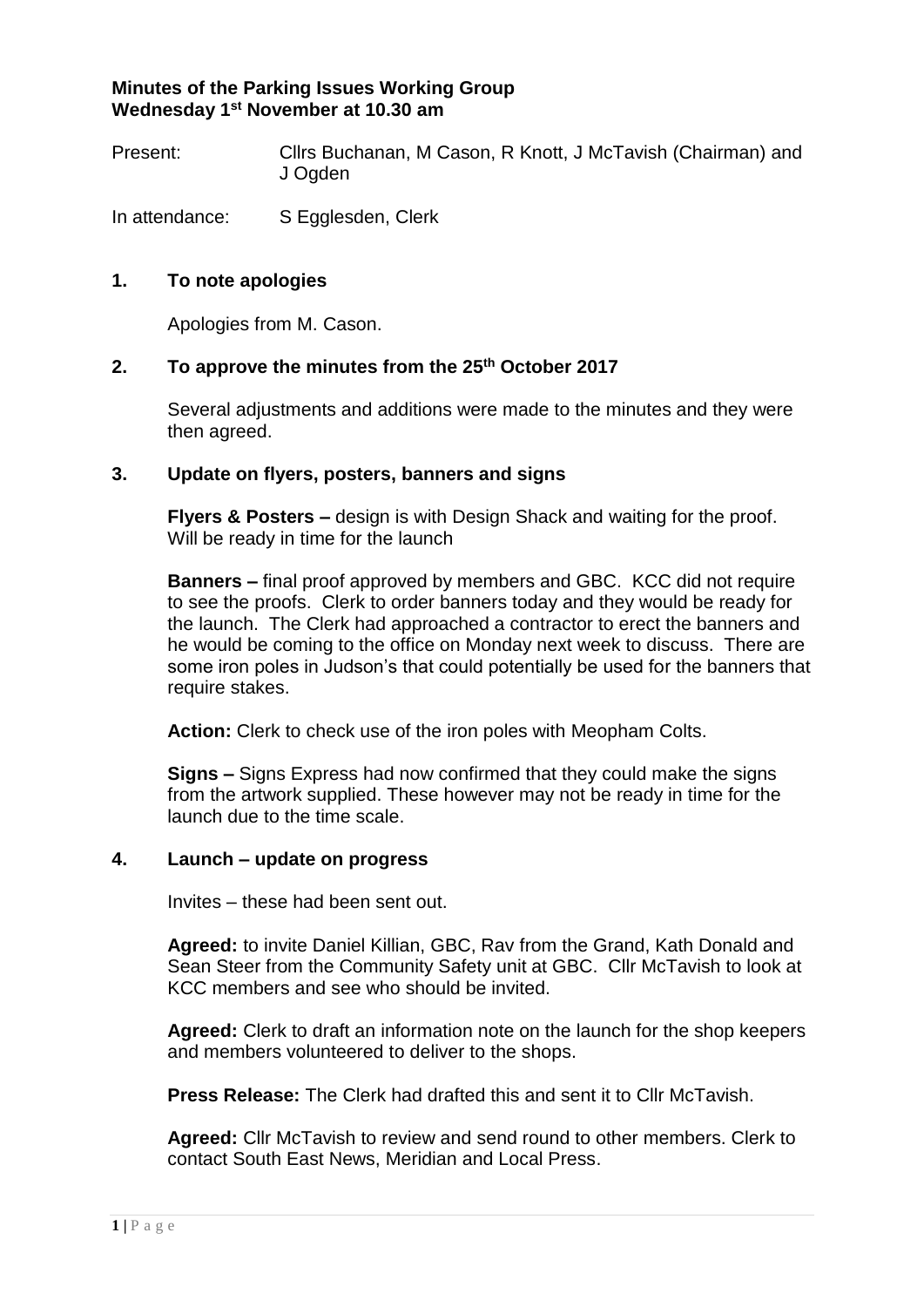**Minutes of the Parking Issues Working Group**
**Wednesday 1st November at 10.30 am**

Present: Cllrs Buchanan, M Cason, R Knott, J McTavish (Chairman) and J Ogden

In attendance: S Egglesden, Clerk

## 1. To note apologies

Apologies from M. Cason.

## 2. To approve the minutes from the 25th October 2017

Several adjustments and additions were made to the minutes and they were then agreed.

## 3. Update on flyers, posters, banners and signs

**Flyers & Posters –** design is with Design Shack and waiting for the proof. Will be ready in time for the launch

**Banners –** final proof approved by members and GBC. KCC did not require to see the proofs. Clerk to order banners today and they would be ready for the launch. The Clerk had approached a contractor to erect the banners and he would be coming to the office on Monday next week to discuss. There are some iron poles in Judson's that could potentially be used for the banners that require stakes.

**Action:** Clerk to check use of the iron poles with Meopham Colts.

**Signs –** Signs Express had now confirmed that they could make the signs from the artwork supplied. These however may not be ready in time for the launch due to the time scale.

## 4. Launch – update on progress

Invites – these had been sent out.

**Agreed:** to invite Daniel Killian, GBC, Rav from the Grand, Kath Donald and Sean Steer from the Community Safety unit at GBC. Cllr McTavish to look at KCC members and see who should be invited.

**Agreed:** Clerk to draft an information note on the launch for the shop keepers and members volunteered to deliver to the shops.

**Press Release:** The Clerk had drafted this and sent it to Cllr McTavish.

**Agreed:** Cllr McTavish to review and send round to other members. Clerk to contact South East News, Meridian and Local Press.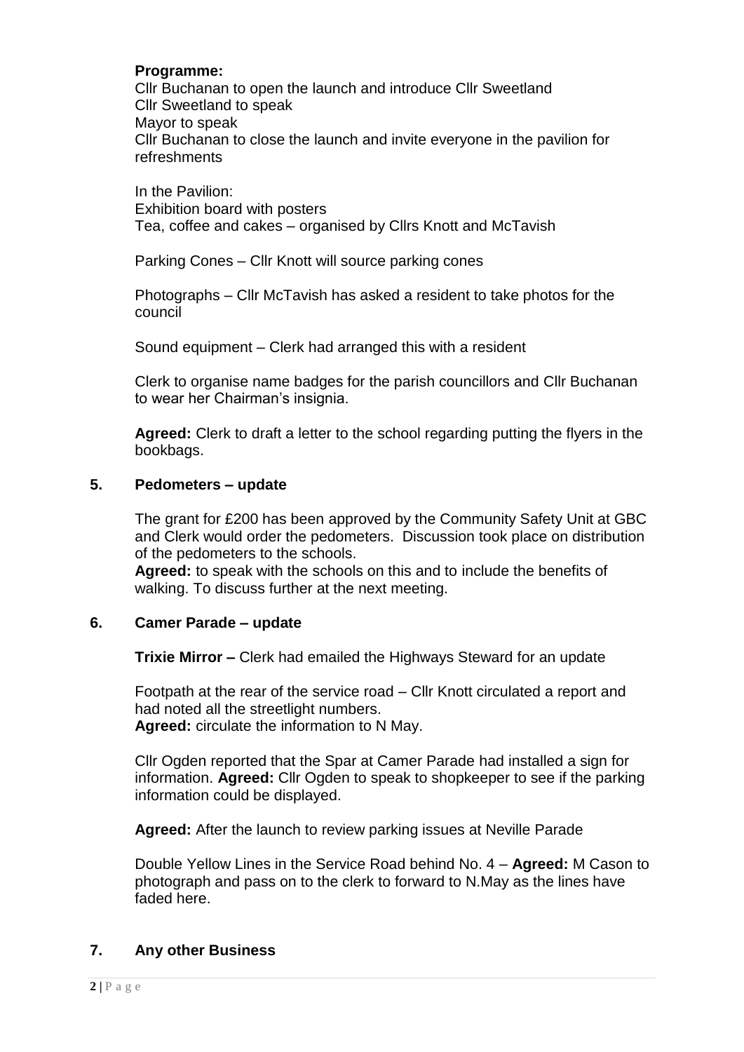**Programme:**
Cllr Buchanan to open the launch and introduce Cllr Sweetland
Cllr Sweetland to speak
Mayor to speak
Cllr Buchanan to close the launch and invite everyone in the pavilion for refreshments

In the Pavilion:
Exhibition board with posters
Tea, coffee and cakes – organised by Cllrs Knott and McTavish

Parking Cones – Cllr Knott will source parking cones

Photographs – Cllr McTavish has asked a resident to take photos for the council

Sound equipment – Clerk had arranged this with a resident

Clerk to organise name badges for the parish councillors and Cllr Buchanan to wear her Chairman's insignia.

**Agreed:** Clerk to draft a letter to the school regarding putting the flyers in the bookbags.

## 5. Pedometers – update

The grant for £200 has been approved by the Community Safety Unit at GBC and Clerk would order the pedometers. Discussion took place on distribution of the pedometers to the schools.
**Agreed:** to speak with the schools on this and to include the benefits of walking. To discuss further at the next meeting.

## 6. Camer Parade – update

**Trixie Mirror –** Clerk had emailed the Highways Steward for an update

Footpath at the rear of the service road – Cllr Knott circulated a report and had noted all the streetlight numbers.
**Agreed:** circulate the information to N May.

Cllr Ogden reported that the Spar at Camer Parade had installed a sign for information. **Agreed:** Cllr Ogden to speak to shopkeeper to see if the parking information could be displayed.

**Agreed:** After the launch to review parking issues at Neville Parade

Double Yellow Lines in the Service Road behind No. 4 – **Agreed:** M Cason to photograph and pass on to the clerk to forward to N.May as the lines have faded here.

## 7. Any other Business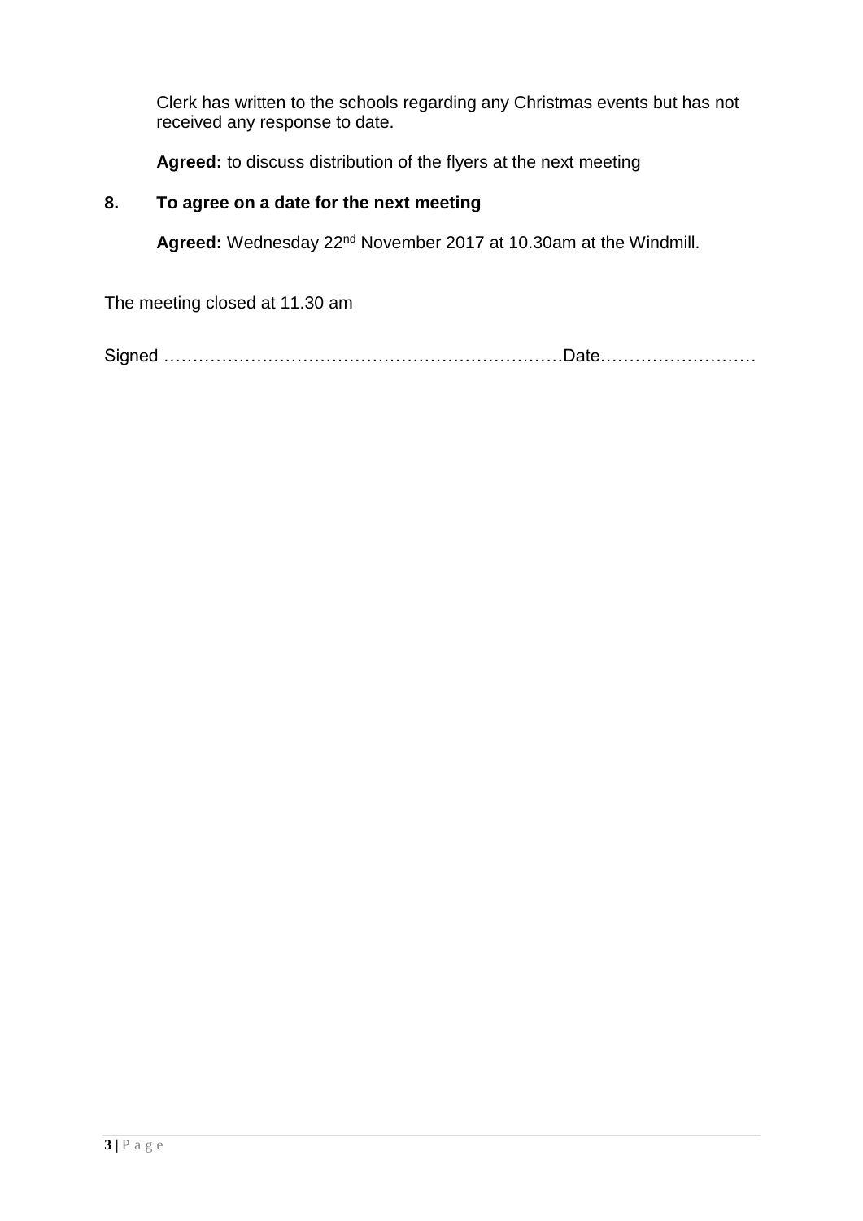Clerk has written to the schools regarding any Christmas events but has not received any response to date.

**Agreed:** to discuss distribution of the flyers at the next meeting

## 8. To agree on a date for the next meeting

**Agreed:** Wednesday 22nd November 2017 at 10.30am at the Windmill.

The meeting closed at 11.30 am

Signed ……………………………………………………………Date………………………